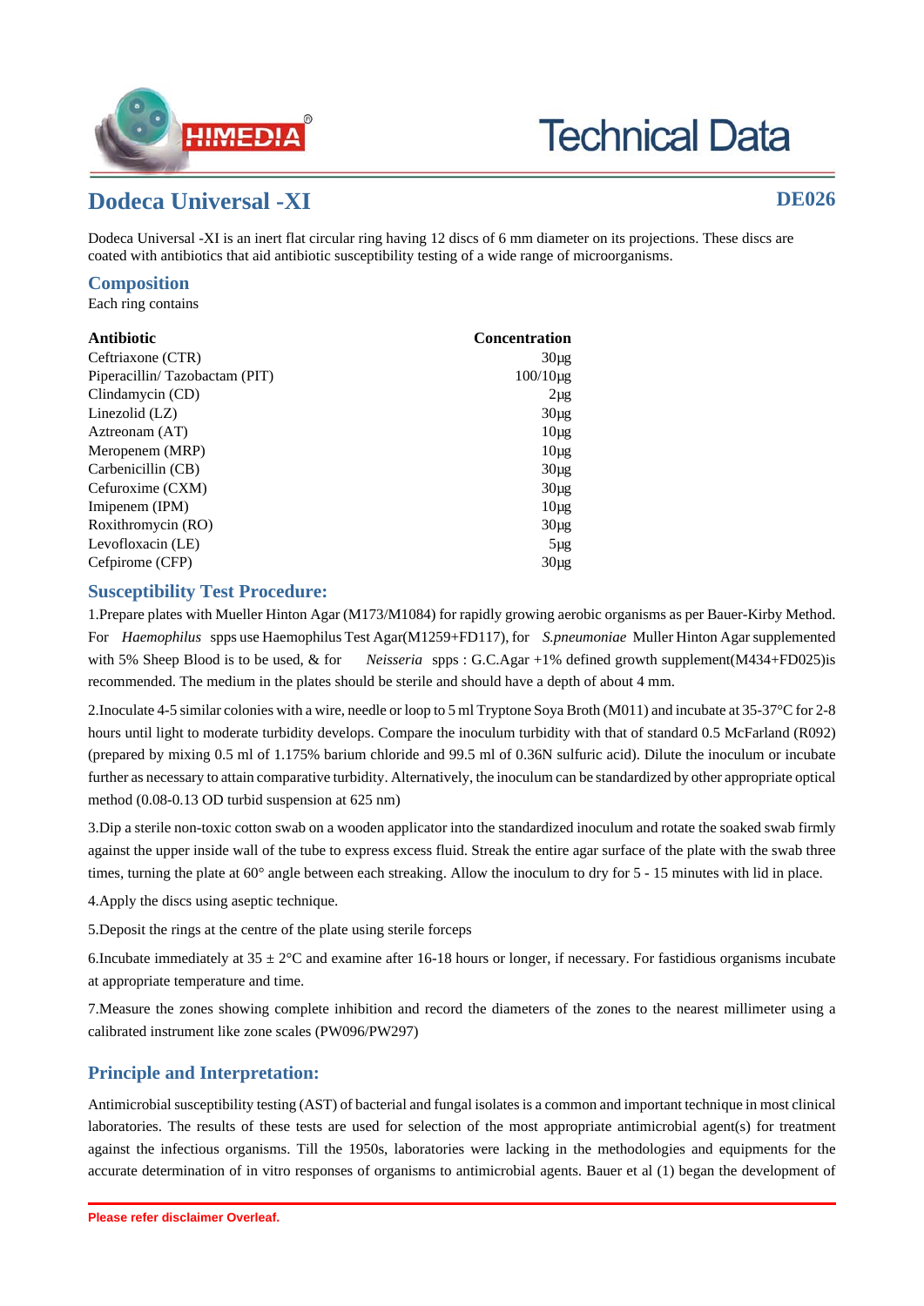# Dodeca Universal -XI

**DE026**

Dodeca Universal -XI is an inert flat circular ring having 12 discs of 6 mm diameter on its projections. These discs are coated with antibiotics that aid antibiotic susceptibility testing of a wide range of microorganisms.

## Composition

Each ring contains

| Antibiotic | Concentration |
|---|---|
| Ceftriaxone (CTR) | 30µg |
| Piperacillin/ Tazobactam (PIT) | 100/10µg |
| Clindamycin (CD) | 2µg |
| Linezolid (LZ) | 30µg |
| Aztreonam (AT) | 10µg |
| Meropenem (MRP) | 10µg |
| Carbenicillin (CB) | 30µg |
| Cefuroxime (CXM) | 30µg |
| Imipenem (IPM) | 10µg |
| Roxithromycin (RO) | 30µg |
| Levofloxacin (LE) | 5µg |
| Cefpirome (CFP) | 30µg |

## Susceptibility Test Procedure:

1.Prepare plates with Mueller Hinton Agar (M173/M1084) for rapidly growing aerobic organisms as per Bauer-Kirby Method. For *Haemophilus* spps use Haemophilus Test Agar(M1259+FD117), for *S.pneumoniae* Muller Hinton Agar supplemented with 5% Sheep Blood is to be used, & for *Neisseria* spps : G.C.Agar +1% defined growth supplement(M434+FD025)is recommended. The medium in the plates should be sterile and should have a depth of about 4 mm.

2.Inoculate 4-5 similar colonies with a wire, needle or loop to 5 ml Tryptone Soya Broth (M011) and incubate at 35-37°C for 2-8 hours until light to moderate turbidity develops. Compare the inoculum turbidity with that of standard 0.5 McFarland (R092) (prepared by mixing 0.5 ml of 1.175% barium chloride and 99.5 ml of 0.36N sulfuric acid). Dilute the inoculum or incubate further as necessary to attain comparative turbidity. Alternatively, the inoculum can be standardized by other appropriate optical method (0.08-0.13 OD turbid suspension at 625 nm)

3.Dip a sterile non-toxic cotton swab on a wooden applicator into the standardized inoculum and rotate the soaked swab firmly against the upper inside wall of the tube to express excess fluid. Streak the entire agar surface of the plate with the swab three times, turning the plate at 60° angle between each streaking. Allow the inoculum to dry for 5 - 15 minutes with lid in place.

4.Apply the discs using aseptic technique.

5.Deposit the rings at the centre of the plate using sterile forceps

6.Incubate immediately at 35 ± 2°C and examine after 16-18 hours or longer, if necessary. For fastidious organisms incubate at appropriate temperature and time.

7.Measure the zones showing complete inhibition and record the diameters of the zones to the nearest millimeter using a calibrated instrument like zone scales (PW096/PW297)

## Principle and Interpretation:

Antimicrobial susceptibility testing (AST) of bacterial and fungal isolates is a common and important technique in most clinical laboratories. The results of these tests are used for selection of the most appropriate antimicrobial agent(s) for treatment against the infectious organisms. Till the 1950s, laboratories were lacking in the methodologies and equipments for the accurate determination of in vitro responses of organisms to antimicrobial agents. Bauer et al (1) began the development of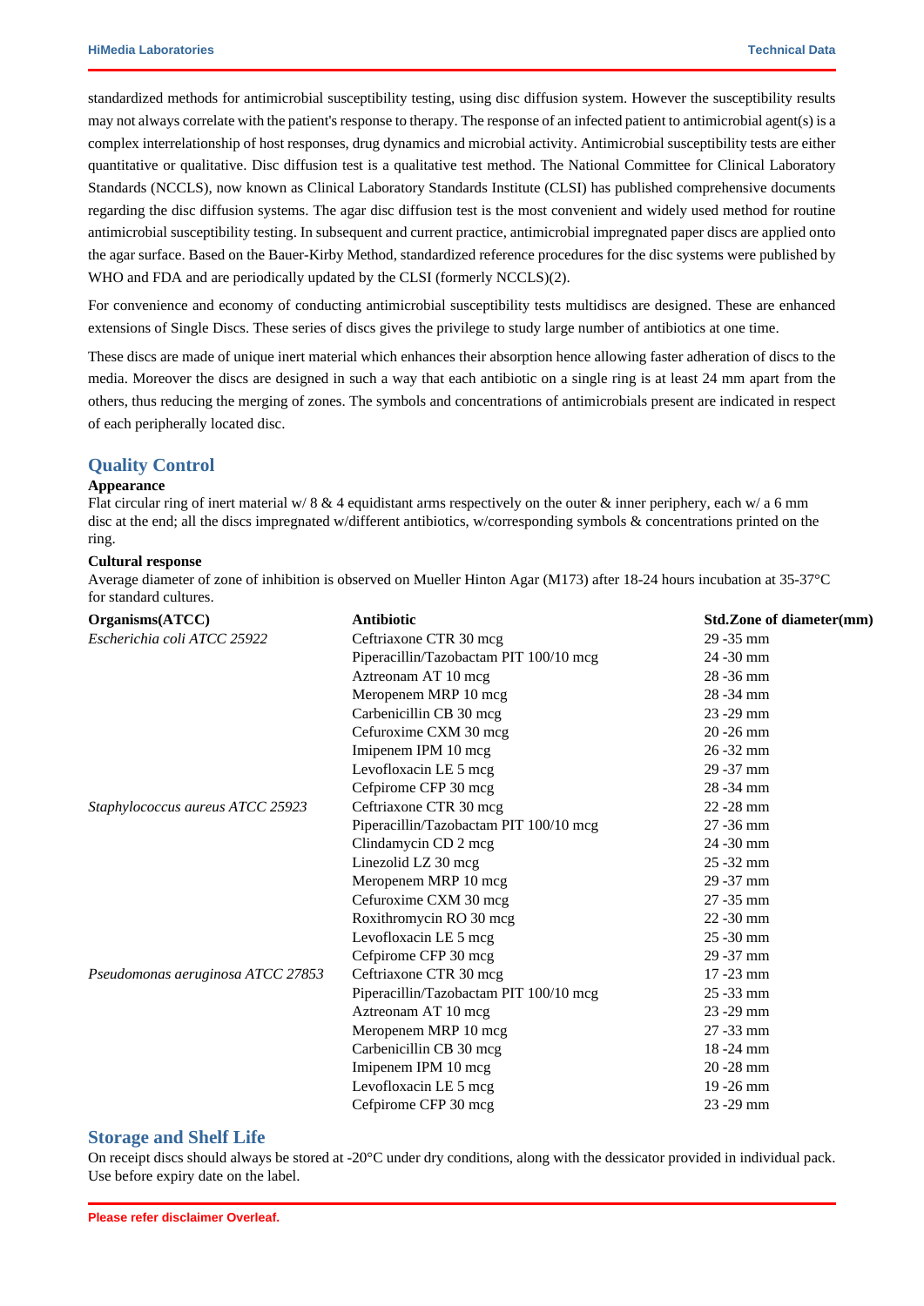standardized methods for antimicrobial susceptibility testing, using disc diffusion system. However the susceptibility results may not always correlate with the patient's response to therapy. The response of an infected patient to antimicrobial agent(s) is a complex interrelationship of host responses, drug dynamics and microbial activity. Antimicrobial susceptibility tests are either quantitative or qualitative. Disc diffusion test is a qualitative test method. The National Committee for Clinical Laboratory Standards (NCCLS), now known as Clinical Laboratory Standards Institute (CLSI) has published comprehensive documents regarding the disc diffusion systems. The agar disc diffusion test is the most convenient and widely used method for routine antimicrobial susceptibility testing. In subsequent and current practice, antimicrobial impregnated paper discs are applied onto the agar surface. Based on the Bauer-Kirby Method, standardized reference procedures for the disc systems were published by WHO and FDA and are periodically updated by the CLSI (formerly NCCLS)(2).

For convenience and economy of conducting antimicrobial susceptibility tests multidiscs are designed. These are enhanced extensions of Single Discs. These series of discs gives the privilege to study large number of antibiotics at one time.

These discs are made of unique inert material which enhances their absorption hence allowing faster adheration of discs to the media. Moreover the discs are designed in such a way that each antibiotic on a single ring is at least 24 mm apart from the others, thus reducing the merging of zones. The symbols and concentrations of antimicrobials present are indicated in respect of each peripherally located disc.

## Quality Control

**Appearance**

Flat circular ring of inert material w/ 8 & 4 equidistant arms respectively on the outer & inner periphery, each w/ a 6 mm disc at the end; all the discs impregnated w/different antibiotics, w/corresponding symbols & concentrations printed on the ring.

**Cultural response**

Average diameter of zone of inhibition is observed on Mueller Hinton Agar (M173) after 18-24 hours incubation at 35-37°C for standard cultures.

| Organisms(ATCC) | Antibiotic | Std.Zone of diameter(mm) |
|---|---|---|
| *Escherichia coli ATCC 25922* | Ceftriaxone CTR 30 mcg | 29 -35 mm |
| | Piperacillin/Tazobactam PIT 100/10 mcg | 24 -30 mm |
| | Aztreonam AT 10 mcg | 28 -36 mm |
| | Meropenem MRP 10 mcg | 28 -34 mm |
| | Carbenicillin CB 30 mcg | 23 -29 mm |
| | Cefuroxime CXM 30 mcg | 20 -26 mm |
| | Imipenem IPM 10 mcg | 26 -32 mm |
| | Levofloxacin LE 5 mcg | 29 -37 mm |
| | Cefpirome CFP 30 mcg | 28 -34 mm |
| *Staphylococcus aureus ATCC 25923* | Ceftriaxone CTR 30 mcg | 22 -28 mm |
| | Piperacillin/Tazobactam PIT 100/10 mcg | 27 -36 mm |
| | Clindamycin CD 2 mcg | 24 -30 mm |
| | Linezolid LZ 30 mcg | 25 -32 mm |
| | Meropenem MRP 10 mcg | 29 -37 mm |
| | Cefuroxime CXM 30 mcg | 27 -35 mm |
| | Roxithromycin RO 30 mcg | 22 -30 mm |
| | Levofloxacin LE 5 mcg | 25 -30 mm |
| | Cefpirome CFP 30 mcg | 29 -37 mm |
| *Pseudomonas aeruginosa ATCC 27853* | Ceftriaxone CTR 30 mcg | 17 -23 mm |
| | Piperacillin/Tazobactam PIT 100/10 mcg | 25 -33 mm |
| | Aztreonam AT 10 mcg | 23 -29 mm |
| | Meropenem MRP 10 mcg | 27 -33 mm |
| | Carbenicillin CB 30 mcg | 18 -24 mm |
| | Imipenem IPM 10 mcg | 20 -28 mm |
| | Levofloxacin LE 5 mcg | 19 -26 mm |
| | Cefpirome CFP 30 mcg | 23 -29 mm |

## Storage and Shelf Life

On receipt discs should always be stored at -20°C under dry conditions, along with the dessicator provided in individual pack. Use before expiry date on the label.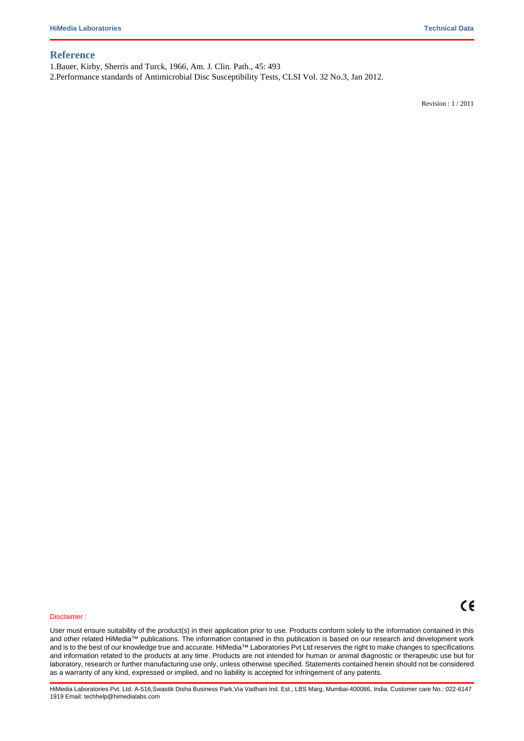## Reference

1.Bauer, Kirby, Sherris and Turck, 1966, Am. J. Clin. Path., 45: 493

2.Performance standards of Antimicrobial Disc Susceptibility Tests, CLSI Vol. 32 No.3, Jan 2012.

Revision : 1 / 2011

Disclaimer :

User must ensure suitability of the product(s) in their application prior to use. Products conform solely to the information contained in this and other related HiMedia™ publications. The information contained in this publication is based on our research and development work and is to the best of our knowledge true and accurate. HiMedia™ Laboratories Pvt Ltd reserves the right to make changes to specifications and information related to the products at any time. Products are not intended for human or animal diagnostic or therapeutic use but for laboratory, research or further manufacturing use only, unless otherwise specified. Statements contained herein should not be considered as a warranty of any kind, expressed or implied, and no liability is accepted for infringement of any patents.

HiMedia Laboratories Pvt. Ltd. A-516,Swastik Disha Business Park,Via Vadhani Ind. Est., LBS Marg, Mumbai-400086, India. Customer care No.: 022-6147 1919 Email: techhelp@himedialabs.com